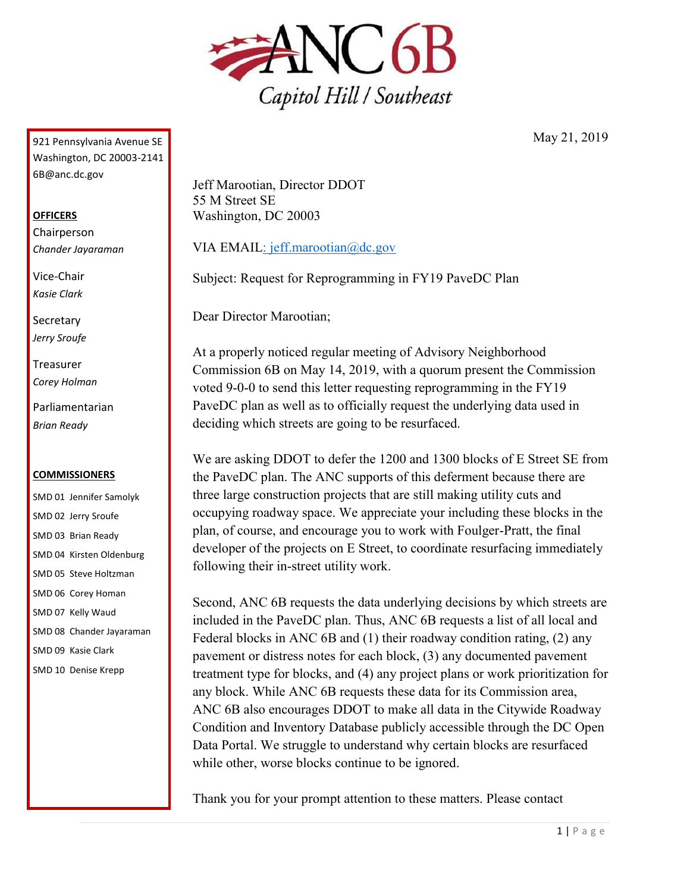# ANC 6B

Capitol Hill / Southeast

921 Pennsylvania Avenue SE
Washington, DC 20003-2141
6B@anc.dc.gov

**OFFICERS**

Chairperson
*Chander Jayaraman*

Vice-Chair
*Kasie Clark*

Secretary
*Jerry Sroufe*

Treasurer
*Corey Holman*

Parliamentarian
*Brian Ready*

**COMMISSIONERS**

SMD 01 Jennifer Samolyk
SMD 02 Jerry Sroufe
SMD 03 Brian Ready
SMD 04 Kirsten Oldenburg
SMD 05 Steve Holtzman
SMD 06 Corey Homan
SMD 07 Kelly Waud
SMD 08 Chander Jayaraman
SMD 09 Kasie Clark
SMD 10 Denise Krepp

May 21, 2019

Jeff Marootian, Director DDOT
55 M Street SE
Washington, DC 20003

VIA EMAIL: jeff.marootian@dc.gov

Subject: Request for Reprogramming in FY19 PaveDC Plan

Dear Director Marootian;

At a properly noticed regular meeting of Advisory Neighborhood Commission 6B on May 14, 2019, with a quorum present the Commission voted 9-0-0 to send this letter requesting reprogramming in the FY19 PaveDC plan as well as to officially request the underlying data used in deciding which streets are going to be resurfaced.

We are asking DDOT to defer the 1200 and 1300 blocks of E Street SE from the PaveDC plan. The ANC supports of this deferment because there are three large construction projects that are still making utility cuts and occupying roadway space. We appreciate your including these blocks in the plan, of course, and encourage you to work with Foulger-Pratt, the final developer of the projects on E Street, to coordinate resurfacing immediately following their in-street utility work.

Second, ANC 6B requests the data underlying decisions by which streets are included in the PaveDC plan. Thus, ANC 6B requests a list of all local and Federal blocks in ANC 6B and (1) their roadway condition rating, (2) any pavement or distress notes for each block, (3) any documented pavement treatment type for blocks, and (4) any project plans or work prioritization for any block. While ANC 6B requests these data for its Commission area, ANC 6B also encourages DDOT to make all data in the Citywide Roadway Condition and Inventory Database publicly accessible through the DC Open Data Portal. We struggle to understand why certain blocks are resurfaced while other, worse blocks continue to be ignored.

Thank you for your prompt attention to these matters. Please contact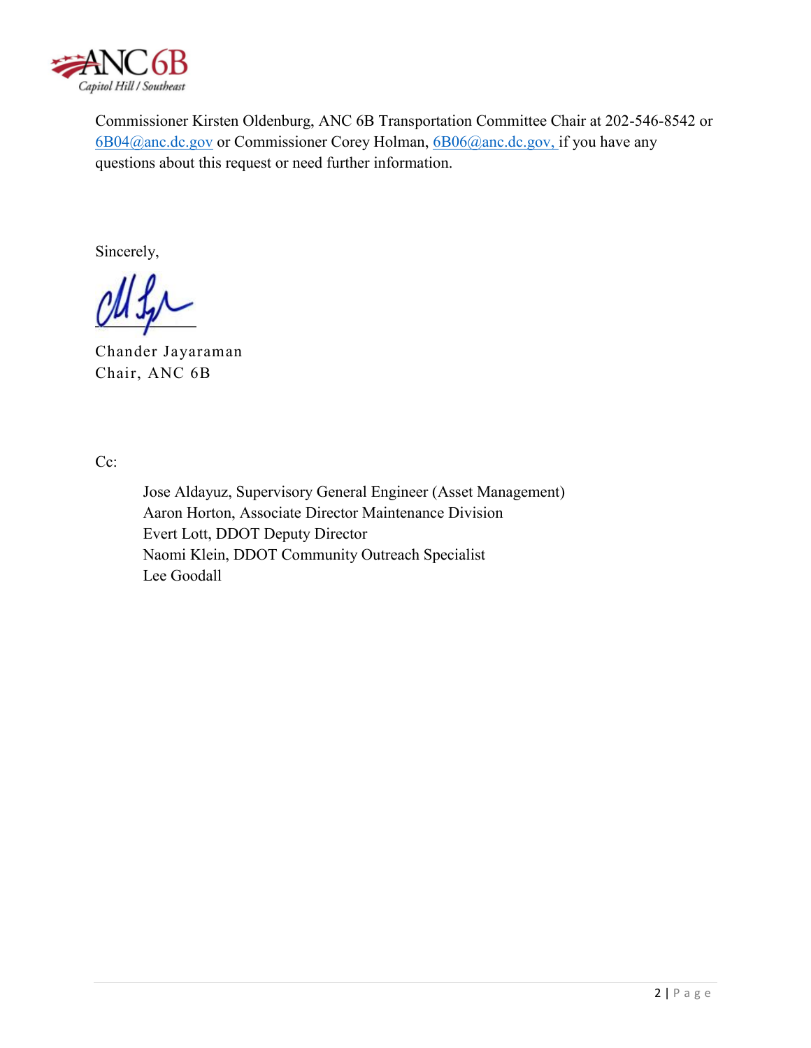Commissioner Kirsten Oldenburg, ANC 6B Transportation Committee Chair at 202-546-8542 or 6B04@anc.dc.gov or Commissioner Corey Holman, 6B06@anc.dc.gov, if you have any questions about this request or need further information.

Sincerely,

Chander Jayaraman
Chair, ANC 6B

Cc:

Jose Aldayuz, Supervisory General Engineer (Asset Management)
Aaron Horton, Associate Director Maintenance Division
Evert Lott, DDOT Deputy Director
Naomi Klein, DDOT Community Outreach Specialist
Lee Goodall